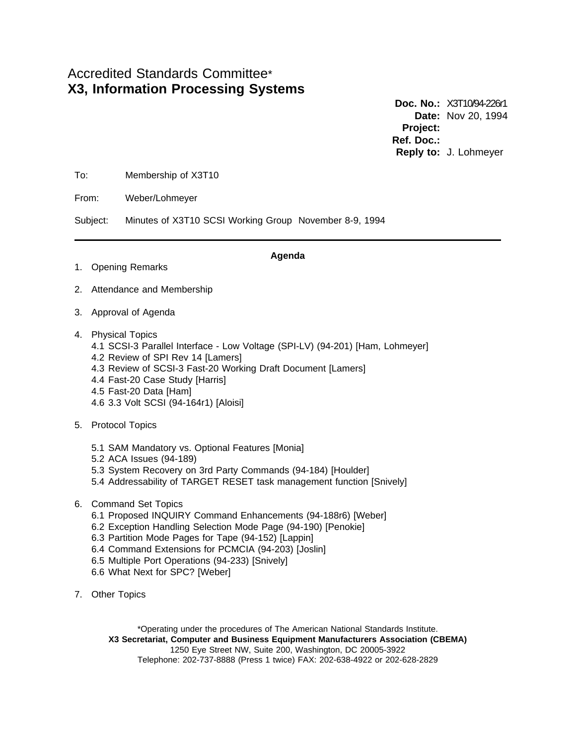Accredited Standards Committee*
**X3, Information Processing Systems**

**Doc. No.:** X3T10/94-226r1
**Date:** Nov 20, 1994
**Project:**
**Ref. Doc.:**
**Reply to:** J. Lohmeyer

To: Membership of X3T10

From: Weber/Lohmeyer

Subject: Minutes of X3T10 SCSI Working Group November 8-9, 1994

---

**Agenda**

1. Opening Remarks
2. Attendance and Membership
3. Approval of Agenda
4. Physical Topics
   4.1 SCSI-3 Parallel Interface - Low Voltage (SPI-LV) (94-201) [Ham, Lohmeyer]
   4.2 Review of SPI Rev 14 [Lamers]
   4.3 Review of SCSI-3 Fast-20 Working Draft Document [Lamers]
   4.4 Fast-20 Case Study [Harris]
   4.5 Fast-20 Data [Ham]
   4.6 3.3 Volt SCSI (94-164r1) [Aloisi]
5. Protocol Topics
   5.1 SAM Mandatory vs. Optional Features [Monia]
   5.2 ACA Issues (94-189)
   5.3 System Recovery on 3rd Party Commands (94-184) [Houlder]
   5.4 Addressability of TARGET RESET task management function [Snively]
6. Command Set Topics
   6.1 Proposed INQUIRY Command Enhancements (94-188r6) [Weber]
   6.2 Exception Handling Selection Mode Page (94-190) [Penokie]
   6.3 Partition Mode Pages for Tape (94-152) [Lappin]
   6.4 Command Extensions for PCMCIA (94-203) [Joslin]
   6.5 Multiple Port Operations (94-233) [Snively]
   6.6 What Next for SPC? [Weber]
7. Other Topics

*Operating under the procedures of The American National Standards Institute.
**X3 Secretariat, Computer and Business Equipment Manufacturers Association (CBEMA)**
1250 Eye Street NW, Suite 200, Washington, DC 20005-3922
Telephone: 202-737-8888 (Press 1 twice) FAX: 202-638-4922 or 202-628-2829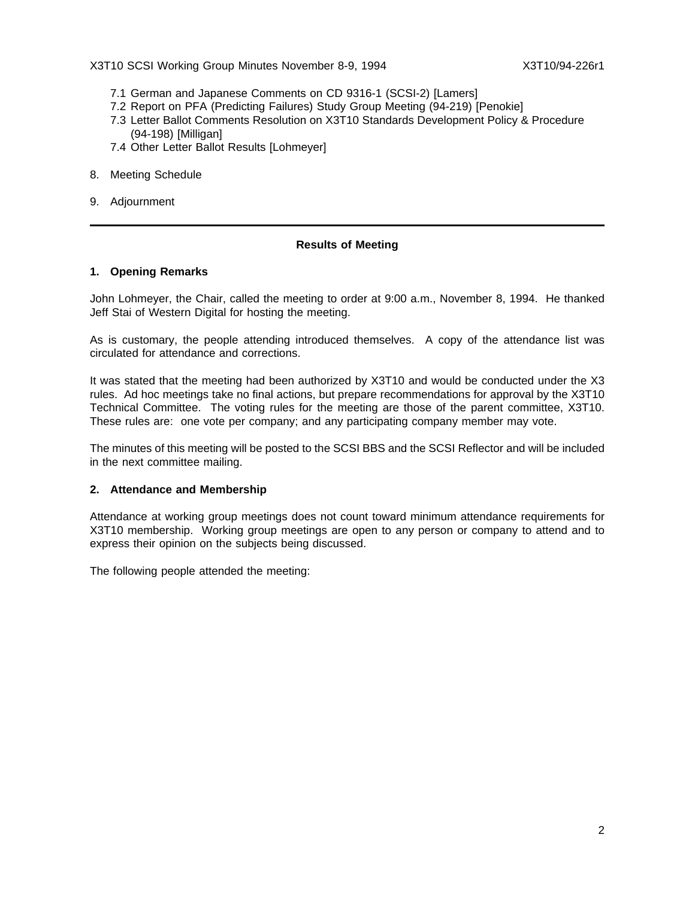7.1 German and Japanese Comments on CD 9316-1 (SCSI-2) [Lamers]
   7.2 Report on PFA (Predicting Failures) Study Group Meeting (94-219) [Penokie]
   7.3 Letter Ballot Comments Resolution on X3T10 Standards Development Policy & Procedure (94-198) [Milligan]
   7.4 Other Letter Ballot Results [Lohmeyer]

8. Meeting Schedule

9. Adjournment

---

**Results of Meeting**

**1. Opening Remarks**

John Lohmeyer, the Chair, called the meeting to order at 9:00 a.m., November 8, 1994. He thanked Jeff Stai of Western Digital for hosting the meeting.

As is customary, the people attending introduced themselves. A copy of the attendance list was circulated for attendance and corrections.

It was stated that the meeting had been authorized by X3T10 and would be conducted under the X3 rules. Ad hoc meetings take no final actions, but prepare recommendations for approval by the X3T10 Technical Committee. The voting rules for the meeting are those of the parent committee, X3T10. These rules are: one vote per company; and any participating company member may vote.

The minutes of this meeting will be posted to the SCSI BBS and the SCSI Reflector and will be included in the next committee mailing.

**2. Attendance and Membership**

Attendance at working group meetings does not count toward minimum attendance requirements for X3T10 membership. Working group meetings are open to any person or company to attend and to express their opinion on the subjects being discussed.

The following people attended the meeting: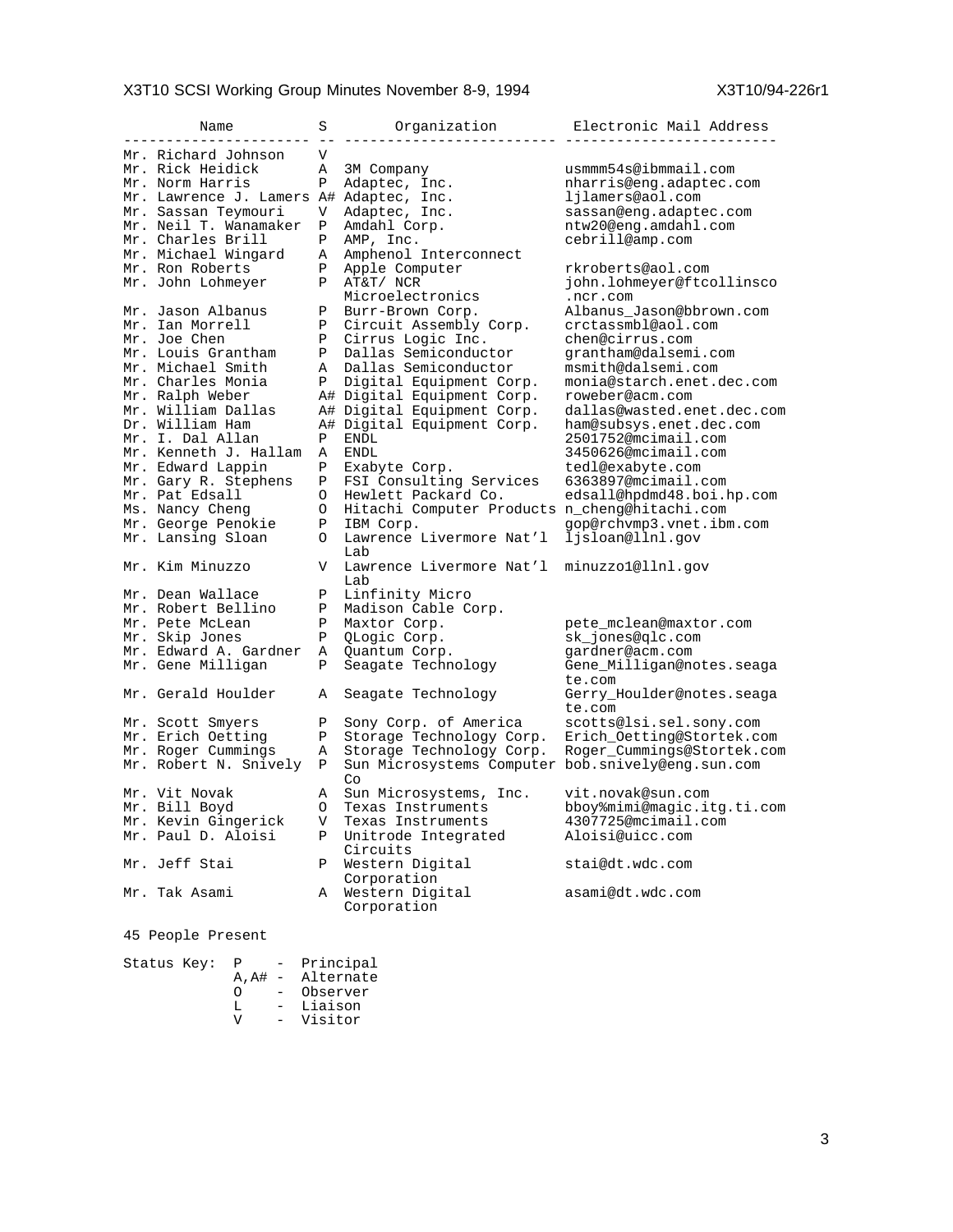| Name | S | Organization | Electronic Mail Address |
|---|---|---|---|
| Mr. Richard Johnson | V | | |
| Mr. Rick Heidick | A | 3M Company | usmmm54s@ibmmail.com |
| Mr. Norm Harris | P | Adaptec, Inc. | nharris@eng.adaptec.com |
| Mr. Lawrence J. Lamers | A# | Adaptec, Inc. | ljlamers@aol.com |
| Mr. Sassan Teymouri | V | Adaptec, Inc. | sassan@eng.adaptec.com |
| Mr. Neil T. Wanamaker | P | Amdahl Corp. | ntw20@eng.amdahl.com |
| Mr. Charles Brill | P | AMP, Inc. | cebrill@amp.com |
| Mr. Michael Wingard | A | Amphenol Interconnect | |
| Mr. Ron Roberts | P | Apple Computer | rkroberts@aol.com |
| Mr. John Lohmeyer | P | AT&T/ NCR Microelectronics | john.lohmeyer@ftcollinsco.ncr.com |
| Mr. Jason Albanus | P | Burr-Brown Corp. | Albanus_Jason@bbrown.com |
| Mr. Ian Morrell | P | Circuit Assembly Corp. | crctassmbl@aol.com |
| Mr. Joe Chen | P | Cirrus Logic Inc. | chen@cirrus.com |
| Mr. Louis Grantham | P | Dallas Semiconductor | grantham@dalsemi.com |
| Mr. Michael Smith | A | Dallas Semiconductor | msmith@dalsemi.com |
| Mr. Charles Monia | P | Digital Equipment Corp. | monia@starch.enet.dec.com |
| Mr. Ralph Weber | A# | Digital Equipment Corp. | roweber@acm.com |
| Mr. William Dallas | A# | Digital Equipment Corp. | dallas@wasted.enet.dec.com |
| Dr. William Ham | A# | Digital Equipment Corp. | ham@subsys.enet.dec.com |
| Mr. I. Dal Allan | P | ENDL | 2501752@mcimail.com |
| Mr. Kenneth J. Hallam | A | ENDL | 3450626@mcimail.com |
| Mr. Edward Lappin | P | Exabyte Corp. | tedl@exabyte.com |
| Mr. Gary R. Stephens | P | FSI Consulting Services | 6363897@mcimail.com |
| Mr. Pat Edsall | O | Hewlett Packard Co. | edsall@hpdmd48.boi.hp.com |
| Ms. Nancy Cheng | O | Hitachi Computer Products | n_cheng@hitachi.com |
| Mr. George Penokie | P | IBM Corp. | gop@rchvmp3.vnet.ibm.com |
| Mr. Lansing Sloan | O | Lawrence Livermore Nat'l Lab | ljsloan@llnl.gov |
| Mr. Kim Minuzzo | V | Lawrence Livermore Nat'l Lab | minuzzo1@llnl.gov |
| Mr. Dean Wallace | P | Linfinity Micro | |
| Mr. Robert Bellino | P | Madison Cable Corp. | |
| Mr. Pete McLean | P | Maxtor Corp. | pete_mclean@maxtor.com |
| Mr. Skip Jones | P | QLogic Corp. | sk_jones@qlc.com |
| Mr. Edward A. Gardner | A | Quantum Corp. | gardner@acm.com |
| Mr. Gene Milligan | P | Seagate Technology | Gene_Milligan@notes.seagate.com |
| Mr. Gerald Houlder | A | Seagate Technology | Gerry_Houlder@notes.seagate.com |
| Mr. Scott Smyers | P | Sony Corp. of America | scotts@lsi.sel.sony.com |
| Mr. Erich Oetting | P | Storage Technology Corp. | Erich_Oetting@Stortek.com |
| Mr. Roger Cummings | A | Storage Technology Corp. | Roger_Cummings@Stortek.com |
| Mr. Robert N. Snively | P | Sun Microsystems Computer Co | bob.snively@eng.sun.com |
| Mr. Vit Novak | A | Sun Microsystems, Inc. | vit.novak@sun.com |
| Mr. Bill Boyd | O | Texas Instruments | bboy%mimi@magic.itg.ti.com |
| Mr. Kevin Gingerick | V | Texas Instruments | 4307725@mcimail.com |
| Mr. Paul D. Aloisi | P | Unitrode Integrated Circuits | Aloisi@uicc.com |
| Mr. Jeff Stai | P | Western Digital Corporation | stai@dt.wdc.com |
| Mr. Tak Asami | A | Western Digital Corporation | asami@dt.wdc.com |

45 People Present

Status Key:

- P - Principal
- A,A# - Alternate
- O - Observer
- L - Liaison
- V - Visitor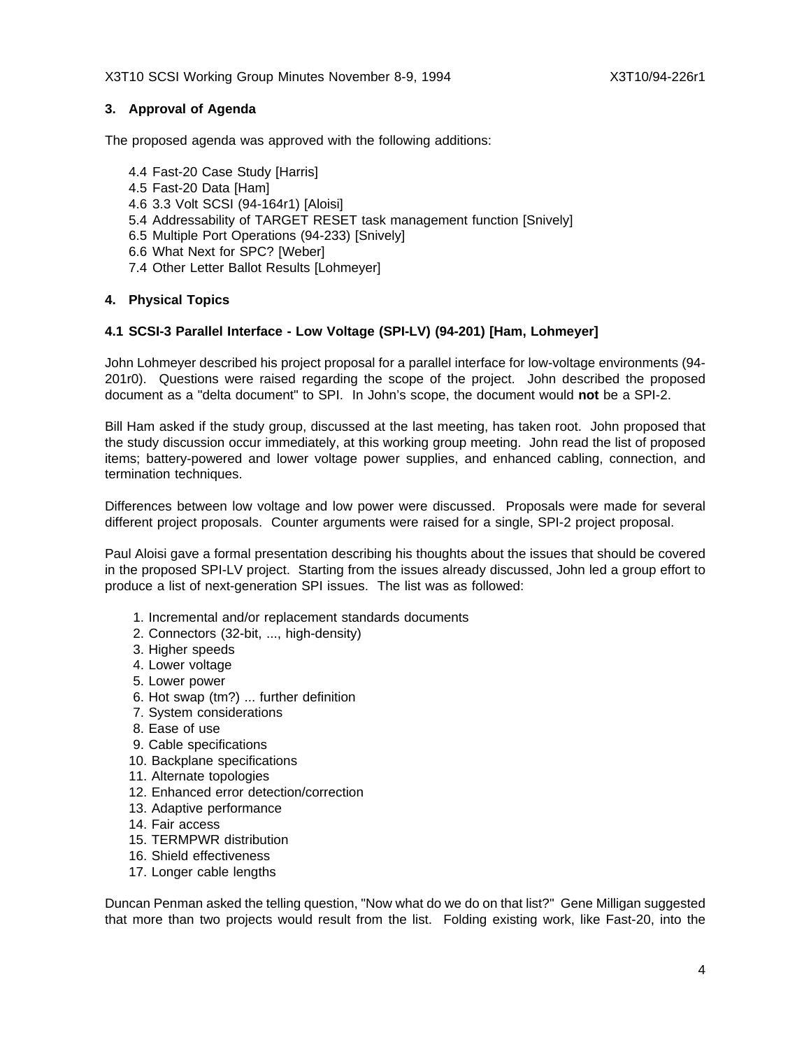## 3. Approval of Agenda

The proposed agenda was approved with the following additions:

- 4.4 Fast-20 Case Study [Harris]
- 4.5 Fast-20 Data [Ham]
- 4.6 3.3 Volt SCSI (94-164r1) [Aloisi]
- 5.4 Addressability of TARGET RESET task management function [Snively]
- 6.5 Multiple Port Operations (94-233) [Snively]
- 6.6 What Next for SPC? [Weber]
- 7.4 Other Letter Ballot Results [Lohmeyer]

## 4. Physical Topics

### 4.1 SCSI-3 Parallel Interface - Low Voltage (SPI-LV) (94-201) [Ham, Lohmeyer]

John Lohmeyer described his project proposal for a parallel interface for low-voltage environments (94-201r0). Questions were raised regarding the scope of the project. John described the proposed document as a "delta document" to SPI. In John's scope, the document would **not** be a SPI-2.

Bill Ham asked if the study group, discussed at the last meeting, has taken root. John proposed that the study discussion occur immediately, at this working group meeting. John read the list of proposed items; battery-powered and lower voltage power supplies, and enhanced cabling, connection, and termination techniques.

Differences between low voltage and low power were discussed. Proposals were made for several different project proposals. Counter arguments were raised for a single, SPI-2 project proposal.

Paul Aloisi gave a formal presentation describing his thoughts about the issues that should be covered in the proposed SPI-LV project. Starting from the issues already discussed, John led a group effort to produce a list of next-generation SPI issues. The list was as followed:

1. Incremental and/or replacement standards documents
2. Connectors (32-bit, ..., high-density)
3. Higher speeds
4. Lower voltage
5. Lower power
6. Hot swap (tm?) ... further definition
7. System considerations
8. Ease of use
9. Cable specifications
10. Backplane specifications
11. Alternate topologies
12. Enhanced error detection/correction
13. Adaptive performance
14. Fair access
15. TERMPWR distribution
16. Shield effectiveness
17. Longer cable lengths

Duncan Penman asked the telling question, "Now what do we do on that list?" Gene Milligan suggested that more than two projects would result from the list. Folding existing work, like Fast-20, into the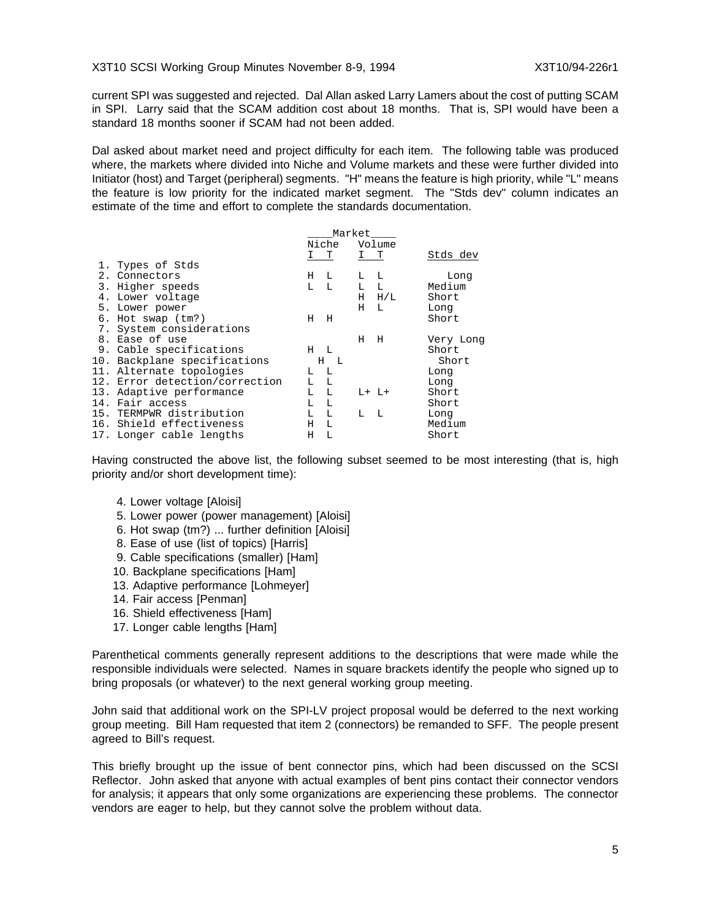current SPI was suggested and rejected. Dal Allan asked Larry Lamers about the cost of putting SCAM in SPI. Larry said that the SCAM addition cost about 18 months. That is, SPI would have been a standard 18 months sooner if SCAM had not been added.

Dal asked about market need and project difficulty for each item. The following table was produced where, the markets where divided into Niche and Volume markets and these were further divided into Initiator (host) and Target (peripheral) segments. "H" means the feature is high priority, while "L" means the feature is low priority for the indicated market segment. The "Stds dev" column indicates an estimate of the time and effort to complete the standards documentation.

| | Market | | | | |
|---|---|---|---|---|---|
| | Niche | | Volume | | |
| | I | T | I | T | Stds dev |
| 1. Types of Stds | | | | | |
| 2. Connectors | H | L | L | L | Long |
| 3. Higher speeds | L | L | L | L | Medium |
| 4. Lower voltage | | | H | H/L | Short |
| 5. Lower power | | | H | L | Long |
| 6. Hot swap (tm?) | H | H | | | Short |
| 7. System considerations | | | | | |
| 8. Ease of use | | | H | H | Very Long |
| 9. Cable specifications | H | L | | | Short |
| 10. Backplane specifications | H | L | | | Short |
| 11. Alternate topologies | L | L | | | Long |
| 12. Error detection/correction | L | L | | | Long |
| 13. Adaptive performance | L | L | L+ | L+ | Short |
| 14. Fair access | L | L | | | Short |
| 15. TERMPWR distribution | L | L | L | L | Long |
| 16. Shield effectiveness | H | L | | | Medium |
| 17. Longer cable lengths | H | L | | | Short |

Having constructed the above list, the following subset seemed to be most interesting (that is, high priority and/or short development time):

4. Lower voltage [Aloisi]
5. Lower power (power management) [Aloisi]
6. Hot swap (tm?) ... further definition [Aloisi]
8. Ease of use (list of topics) [Harris]
9. Cable specifications (smaller) [Ham]
10. Backplane specifications [Ham]
13. Adaptive performance [Lohmeyer]
14. Fair access [Penman]
16. Shield effectiveness [Ham]
17. Longer cable lengths [Ham]

Parenthetical comments generally represent additions to the descriptions that were made while the responsible individuals were selected. Names in square brackets identify the people who signed up to bring proposals (or whatever) to the next general working group meeting.

John said that additional work on the SPI-LV project proposal would be deferred to the next working group meeting. Bill Ham requested that item 2 (connectors) be remanded to SFF. The people present agreed to Bill's request.

This briefly brought up the issue of bent connector pins, which had been discussed on the SCSI Reflector. John asked that anyone with actual examples of bent pins contact their connector vendors for analysis; it appears that only some organizations are experiencing these problems. The connector vendors are eager to help, but they cannot solve the problem without data.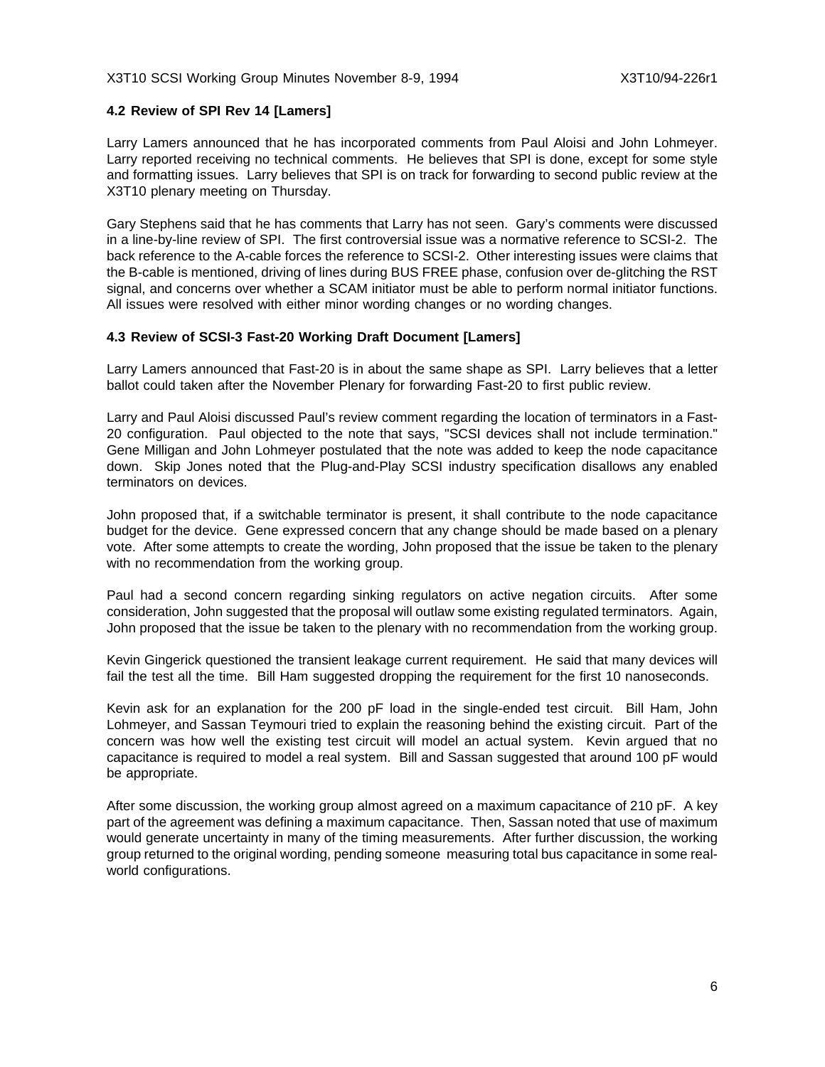### 4.2 Review of SPI Rev 14 [Lamers]

Larry Lamers announced that he has incorporated comments from Paul Aloisi and John Lohmeyer. Larry reported receiving no technical comments. He believes that SPI is done, except for some style and formatting issues. Larry believes that SPI is on track for forwarding to second public review at the X3T10 plenary meeting on Thursday.

Gary Stephens said that he has comments that Larry has not seen. Gary's comments were discussed in a line-by-line review of SPI. The first controversial issue was a normative reference to SCSI-2. The back reference to the A-cable forces the reference to SCSI-2. Other interesting issues were claims that the B-cable is mentioned, driving of lines during BUS FREE phase, confusion over de-glitching the RST signal, and concerns over whether a SCAM initiator must be able to perform normal initiator functions. All issues were resolved with either minor wording changes or no wording changes.

### 4.3 Review of SCSI-3 Fast-20 Working Draft Document [Lamers]

Larry Lamers announced that Fast-20 is in about the same shape as SPI. Larry believes that a letter ballot could taken after the November Plenary for forwarding Fast-20 to first public review.

Larry and Paul Aloisi discussed Paul's review comment regarding the location of terminators in a Fast-20 configuration. Paul objected to the note that says, "SCSI devices shall not include termination." Gene Milligan and John Lohmeyer postulated that the note was added to keep the node capacitance down. Skip Jones noted that the Plug-and-Play SCSI industry specification disallows any enabled terminators on devices.

John proposed that, if a switchable terminator is present, it shall contribute to the node capacitance budget for the device. Gene expressed concern that any change should be made based on a plenary vote. After some attempts to create the wording, John proposed that the issue be taken to the plenary with no recommendation from the working group.

Paul had a second concern regarding sinking regulators on active negation circuits. After some consideration, John suggested that the proposal will outlaw some existing regulated terminators. Again, John proposed that the issue be taken to the plenary with no recommendation from the working group.

Kevin Gingerick questioned the transient leakage current requirement. He said that many devices will fail the test all the time. Bill Ham suggested dropping the requirement for the first 10 nanoseconds.

Kevin ask for an explanation for the 200 pF load in the single-ended test circuit. Bill Ham, John Lohmeyer, and Sassan Teymouri tried to explain the reasoning behind the existing circuit. Part of the concern was how well the existing test circuit will model an actual system. Kevin argued that no capacitance is required to model a real system. Bill and Sassan suggested that around 100 pF would be appropriate.

After some discussion, the working group almost agreed on a maximum capacitance of 210 pF. A key part of the agreement was defining a maximum capacitance. Then, Sassan noted that use of maximum would generate uncertainty in many of the timing measurements. After further discussion, the working group returned to the original wording, pending someone measuring total bus capacitance in some real-world configurations.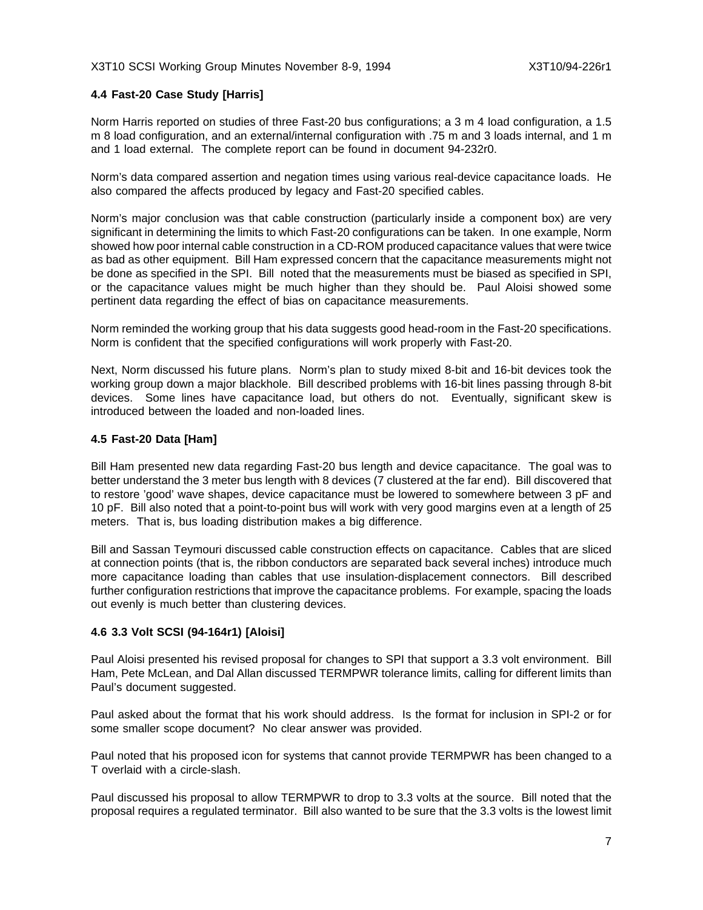### 4.4 Fast-20 Case Study [Harris]

Norm Harris reported on studies of three Fast-20 bus configurations; a 3 m 4 load configuration, a 1.5 m 8 load configuration, and an external/internal configuration with .75 m and 3 loads internal, and 1 m and 1 load external. The complete report can be found in document 94-232r0.

Norm's data compared assertion and negation times using various real-device capacitance loads. He also compared the affects produced by legacy and Fast-20 specified cables.

Norm's major conclusion was that cable construction (particularly inside a component box) are very significant in determining the limits to which Fast-20 configurations can be taken. In one example, Norm showed how poor internal cable construction in a CD-ROM produced capacitance values that were twice as bad as other equipment. Bill Ham expressed concern that the capacitance measurements might not be done as specified in the SPI. Bill noted that the measurements must be biased as specified in SPI, or the capacitance values might be much higher than they should be. Paul Aloisi showed some pertinent data regarding the effect of bias on capacitance measurements.

Norm reminded the working group that his data suggests good head-room in the Fast-20 specifications. Norm is confident that the specified configurations will work properly with Fast-20.

Next, Norm discussed his future plans. Norm's plan to study mixed 8-bit and 16-bit devices took the working group down a major blackhole. Bill described problems with 16-bit lines passing through 8-bit devices. Some lines have capacitance load, but others do not. Eventually, significant skew is introduced between the loaded and non-loaded lines.

### 4.5 Fast-20 Data [Ham]

Bill Ham presented new data regarding Fast-20 bus length and device capacitance. The goal was to better understand the 3 meter bus length with 8 devices (7 clustered at the far end). Bill discovered that to restore 'good' wave shapes, device capacitance must be lowered to somewhere between 3 pF and 10 pF. Bill also noted that a point-to-point bus will work with very good margins even at a length of 25 meters. That is, bus loading distribution makes a big difference.

Bill and Sassan Teymouri discussed cable construction effects on capacitance. Cables that are sliced at connection points (that is, the ribbon conductors are separated back several inches) introduce much more capacitance loading than cables that use insulation-displacement connectors. Bill described further configuration restrictions that improve the capacitance problems. For example, spacing the loads out evenly is much better than clustering devices.

### 4.6 3.3 Volt SCSI (94-164r1) [Aloisi]

Paul Aloisi presented his revised proposal for changes to SPI that support a 3.3 volt environment. Bill Ham, Pete McLean, and Dal Allan discussed TERMPWR tolerance limits, calling for different limits than Paul's document suggested.

Paul asked about the format that his work should address. Is the format for inclusion in SPI-2 or for some smaller scope document? No clear answer was provided.

Paul noted that his proposed icon for systems that cannot provide TERMPWR has been changed to a T overlaid with a circle-slash.

Paul discussed his proposal to allow TERMPWR to drop to 3.3 volts at the source. Bill noted that the proposal requires a regulated terminator. Bill also wanted to be sure that the 3.3 volts is the lowest limit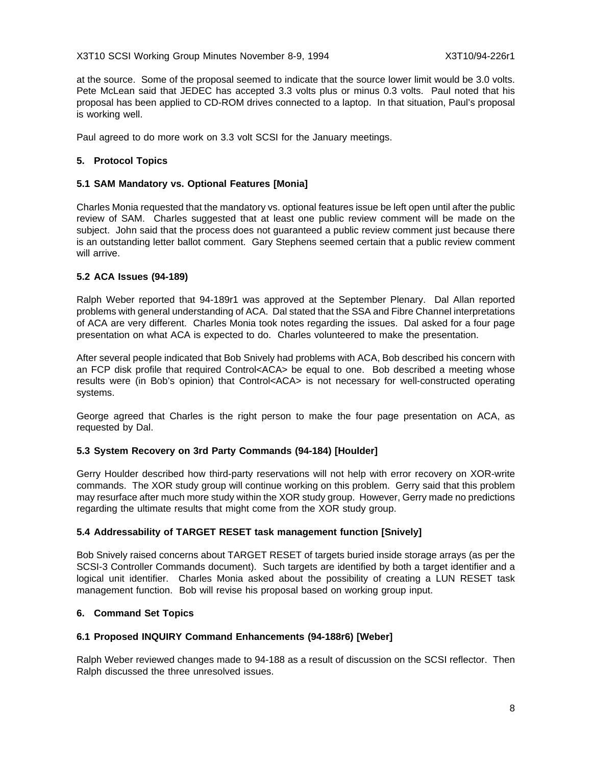at the source. Some of the proposal seemed to indicate that the source lower limit would be 3.0 volts. Pete McLean said that JEDEC has accepted 3.3 volts plus or minus 0.3 volts. Paul noted that his proposal has been applied to CD-ROM drives connected to a laptop. In that situation, Paul's proposal is working well.

Paul agreed to do more work on 3.3 volt SCSI for the January meetings.

## 5. Protocol Topics

### 5.1 SAM Mandatory vs. Optional Features [Monia]

Charles Monia requested that the mandatory vs. optional features issue be left open until after the public review of SAM. Charles suggested that at least one public review comment will be made on the subject. John said that the process does not guaranteed a public review comment just because there is an outstanding letter ballot comment. Gary Stephens seemed certain that a public review comment will arrive.

### 5.2 ACA Issues (94-189)

Ralph Weber reported that 94-189r1 was approved at the September Plenary. Dal Allan reported problems with general understanding of ACA. Dal stated that the SSA and Fibre Channel interpretations of ACA are very different. Charles Monia took notes regarding the issues. Dal asked for a four page presentation on what ACA is expected to do. Charles volunteered to make the presentation.

After several people indicated that Bob Snively had problems with ACA, Bob described his concern with an FCP disk profile that required Control<ACA> be equal to one. Bob described a meeting whose results were (in Bob's opinion) that Control<ACA> is not necessary for well-constructed operating systems.

George agreed that Charles is the right person to make the four page presentation on ACA, as requested by Dal.

### 5.3 System Recovery on 3rd Party Commands (94-184) [Houlder]

Gerry Houlder described how third-party reservations will not help with error recovery on XOR-write commands. The XOR study group will continue working on this problem. Gerry said that this problem may resurface after much more study within the XOR study group. However, Gerry made no predictions regarding the ultimate results that might come from the XOR study group.

### 5.4 Addressability of TARGET RESET task management function [Snively]

Bob Snively raised concerns about TARGET RESET of targets buried inside storage arrays (as per the SCSI-3 Controller Commands document). Such targets are identified by both a target identifier and a logical unit identifier. Charles Monia asked about the possibility of creating a LUN RESET task management function. Bob will revise his proposal based on working group input.

## 6. Command Set Topics

### 6.1 Proposed INQUIRY Command Enhancements (94-188r6) [Weber]

Ralph Weber reviewed changes made to 94-188 as a result of discussion on the SCSI reflector. Then Ralph discussed the three unresolved issues.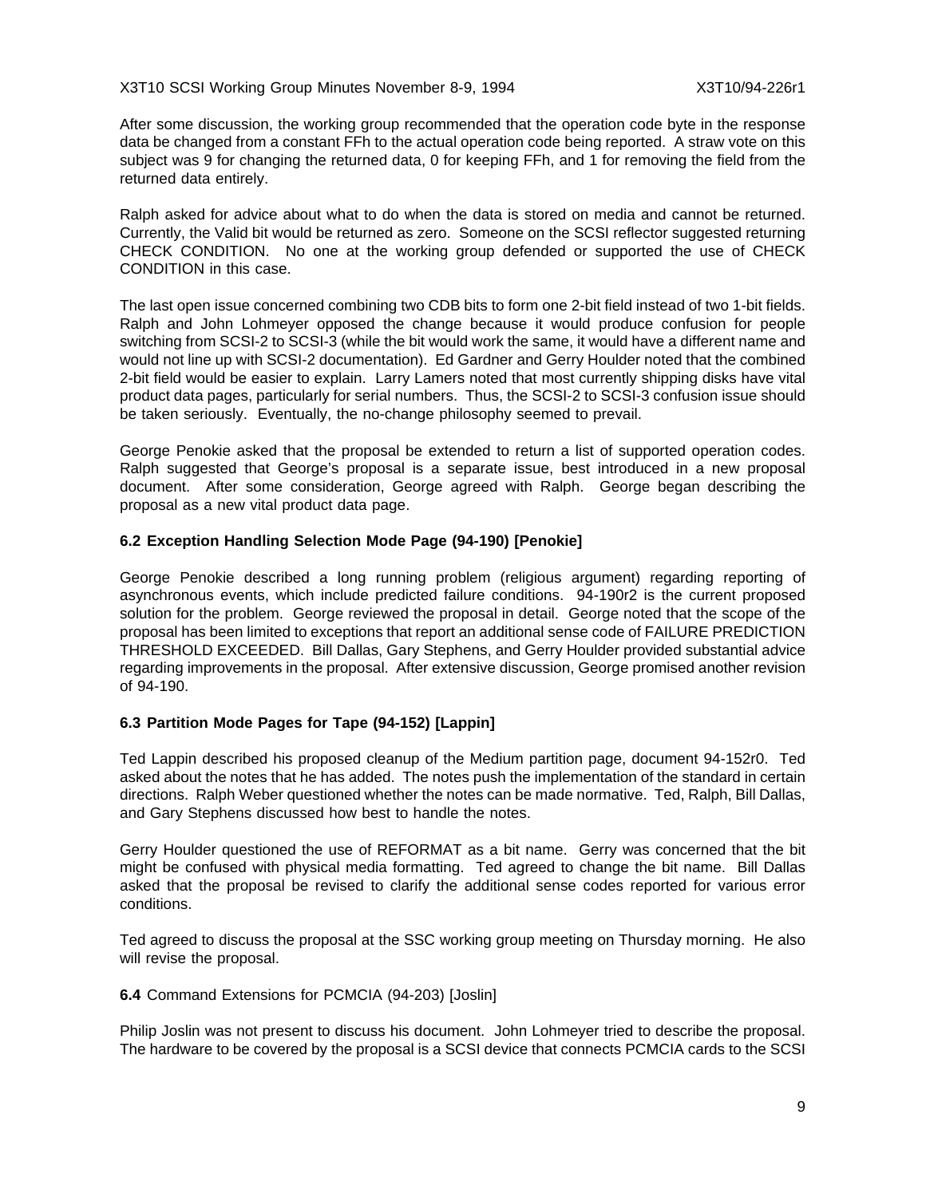After some discussion, the working group recommended that the operation code byte in the response data be changed from a constant FFh to the actual operation code being reported. A straw vote on this subject was 9 for changing the returned data, 0 for keeping FFh, and 1 for removing the field from the returned data entirely.

Ralph asked for advice about what to do when the data is stored on media and cannot be returned. Currently, the Valid bit would be returned as zero. Someone on the SCSI reflector suggested returning CHECK CONDITION. No one at the working group defended or supported the use of CHECK CONDITION in this case.

The last open issue concerned combining two CDB bits to form one 2-bit field instead of two 1-bit fields. Ralph and John Lohmeyer opposed the change because it would produce confusion for people switching from SCSI-2 to SCSI-3 (while the bit would work the same, it would have a different name and would not line up with SCSI-2 documentation). Ed Gardner and Gerry Houlder noted that the combined 2-bit field would be easier to explain. Larry Lamers noted that most currently shipping disks have vital product data pages, particularly for serial numbers. Thus, the SCSI-2 to SCSI-3 confusion issue should be taken seriously. Eventually, the no-change philosophy seemed to prevail.

George Penokie asked that the proposal be extended to return a list of supported operation codes. Ralph suggested that George's proposal is a separate issue, best introduced in a new proposal document. After some consideration, George agreed with Ralph. George began describing the proposal as a new vital product data page.

### 6.2 Exception Handling Selection Mode Page (94-190) [Penokie]

George Penokie described a long running problem (religious argument) regarding reporting of asynchronous events, which include predicted failure conditions. 94-190r2 is the current proposed solution for the problem. George reviewed the proposal in detail. George noted that the scope of the proposal has been limited to exceptions that report an additional sense code of FAILURE PREDICTION THRESHOLD EXCEEDED. Bill Dallas, Gary Stephens, and Gerry Houlder provided substantial advice regarding improvements in the proposal. After extensive discussion, George promised another revision of 94-190.

### 6.3 Partition Mode Pages for Tape (94-152) [Lappin]

Ted Lappin described his proposed cleanup of the Medium partition page, document 94-152r0. Ted asked about the notes that he has added. The notes push the implementation of the standard in certain directions. Ralph Weber questioned whether the notes can be made normative. Ted, Ralph, Bill Dallas, and Gary Stephens discussed how best to handle the notes.

Gerry Houlder questioned the use of REFORMAT as a bit name. Gerry was concerned that the bit might be confused with physical media formatting. Ted agreed to change the bit name. Bill Dallas asked that the proposal be revised to clarify the additional sense codes reported for various error conditions.

Ted agreed to discuss the proposal at the SSC working group meeting on Thursday morning. He also will revise the proposal.

**6.4** Command Extensions for PCMCIA (94-203) [Joslin]

Philip Joslin was not present to discuss his document. John Lohmeyer tried to describe the proposal. The hardware to be covered by the proposal is a SCSI device that connects PCMCIA cards to the SCSI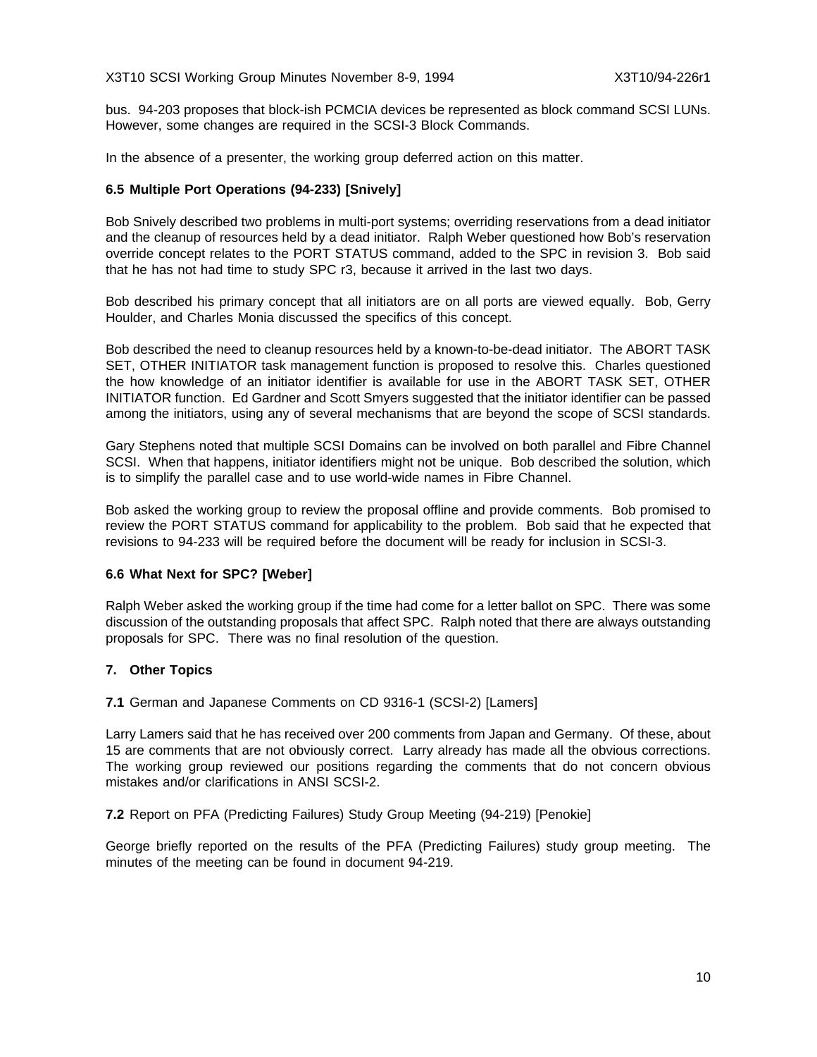bus. 94-203 proposes that block-ish PCMCIA devices be represented as block command SCSI LUNs. However, some changes are required in the SCSI-3 Block Commands.

In the absence of a presenter, the working group deferred action on this matter.

### 6.5 Multiple Port Operations (94-233) [Snively]

Bob Snively described two problems in multi-port systems; overriding reservations from a dead initiator and the cleanup of resources held by a dead initiator. Ralph Weber questioned how Bob's reservation override concept relates to the PORT STATUS command, added to the SPC in revision 3. Bob said that he has not had time to study SPC r3, because it arrived in the last two days.

Bob described his primary concept that all initiators are on all ports are viewed equally. Bob, Gerry Houlder, and Charles Monia discussed the specifics of this concept.

Bob described the need to cleanup resources held by a known-to-be-dead initiator. The ABORT TASK SET, OTHER INITIATOR task management function is proposed to resolve this. Charles questioned the how knowledge of an initiator identifier is available for use in the ABORT TASK SET, OTHER INITIATOR function. Ed Gardner and Scott Smyers suggested that the initiator identifier can be passed among the initiators, using any of several mechanisms that are beyond the scope of SCSI standards.

Gary Stephens noted that multiple SCSI Domains can be involved on both parallel and Fibre Channel SCSI. When that happens, initiator identifiers might not be unique. Bob described the solution, which is to simplify the parallel case and to use world-wide names in Fibre Channel.

Bob asked the working group to review the proposal offline and provide comments. Bob promised to review the PORT STATUS command for applicability to the problem. Bob said that he expected that revisions to 94-233 will be required before the document will be ready for inclusion in SCSI-3.

### 6.6 What Next for SPC? [Weber]

Ralph Weber asked the working group if the time had come for a letter ballot on SPC. There was some discussion of the outstanding proposals that affect SPC. Ralph noted that there are always outstanding proposals for SPC. There was no final resolution of the question.

## 7. Other Topics

**7.1** German and Japanese Comments on CD 9316-1 (SCSI-2) [Lamers]

Larry Lamers said that he has received over 200 comments from Japan and Germany. Of these, about 15 are comments that are not obviously correct. Larry already has made all the obvious corrections. The working group reviewed our positions regarding the comments that do not concern obvious mistakes and/or clarifications in ANSI SCSI-2.

**7.2** Report on PFA (Predicting Failures) Study Group Meeting (94-219) [Penokie]

George briefly reported on the results of the PFA (Predicting Failures) study group meeting. The minutes of the meeting can be found in document 94-219.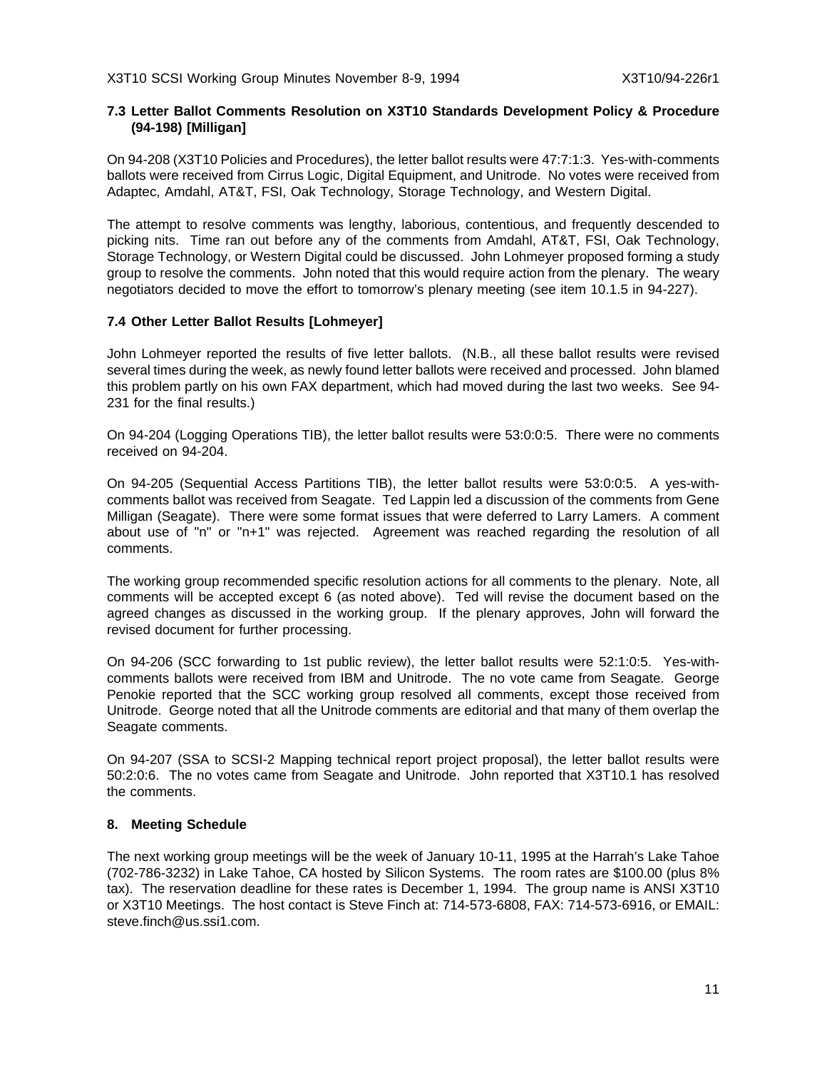### 7.3 Letter Ballot Comments Resolution on X3T10 Standards Development Policy & Procedure (94-198) [Milligan]

On 94-208 (X3T10 Policies and Procedures), the letter ballot results were 47:7:1:3. Yes-with-comments ballots were received from Cirrus Logic, Digital Equipment, and Unitrode. No votes were received from Adaptec, Amdahl, AT&T, FSI, Oak Technology, Storage Technology, and Western Digital.

The attempt to resolve comments was lengthy, laborious, contentious, and frequently descended to picking nits. Time ran out before any of the comments from Amdahl, AT&T, FSI, Oak Technology, Storage Technology, or Western Digital could be discussed. John Lohmeyer proposed forming a study group to resolve the comments. John noted that this would require action from the plenary. The weary negotiators decided to move the effort to tomorrow's plenary meeting (see item 10.1.5 in 94-227).

### 7.4 Other Letter Ballot Results [Lohmeyer]

John Lohmeyer reported the results of five letter ballots. (N.B., all these ballot results were revised several times during the week, as newly found letter ballots were received and processed. John blamed this problem partly on his own FAX department, which had moved during the last two weeks. See 94-231 for the final results.)

On 94-204 (Logging Operations TIB), the letter ballot results were 53:0:0:5. There were no comments received on 94-204.

On 94-205 (Sequential Access Partitions TIB), the letter ballot results were 53:0:0:5. A yes-with-comments ballot was received from Seagate. Ted Lappin led a discussion of the comments from Gene Milligan (Seagate). There were some format issues that were deferred to Larry Lamers. A comment about use of "n" or "n+1" was rejected. Agreement was reached regarding the resolution of all comments.

The working group recommended specific resolution actions for all comments to the plenary. Note, all comments will be accepted except 6 (as noted above). Ted will revise the document based on the agreed changes as discussed in the working group. If the plenary approves, John will forward the revised document for further processing.

On 94-206 (SCC forwarding to 1st public review), the letter ballot results were 52:1:0:5. Yes-with-comments ballots were received from IBM and Unitrode. The no vote came from Seagate. George Penokie reported that the SCC working group resolved all comments, except those received from Unitrode. George noted that all the Unitrode comments are editorial and that many of them overlap the Seagate comments.

On 94-207 (SSA to SCSI-2 Mapping technical report project proposal), the letter ballot results were 50:2:0:6. The no votes came from Seagate and Unitrode. John reported that X3T10.1 has resolved the comments.

## 8. Meeting Schedule

The next working group meetings will be the week of January 10-11, 1995 at the Harrah's Lake Tahoe (702-786-3232) in Lake Tahoe, CA hosted by Silicon Systems. The room rates are $100.00 (plus 8% tax). The reservation deadline for these rates is December 1, 1994. The group name is ANSI X3T10 or X3T10 Meetings. The host contact is Steve Finch at: 714-573-6808, FAX: 714-573-6916, or EMAIL: steve.finch@us.ssi1.com.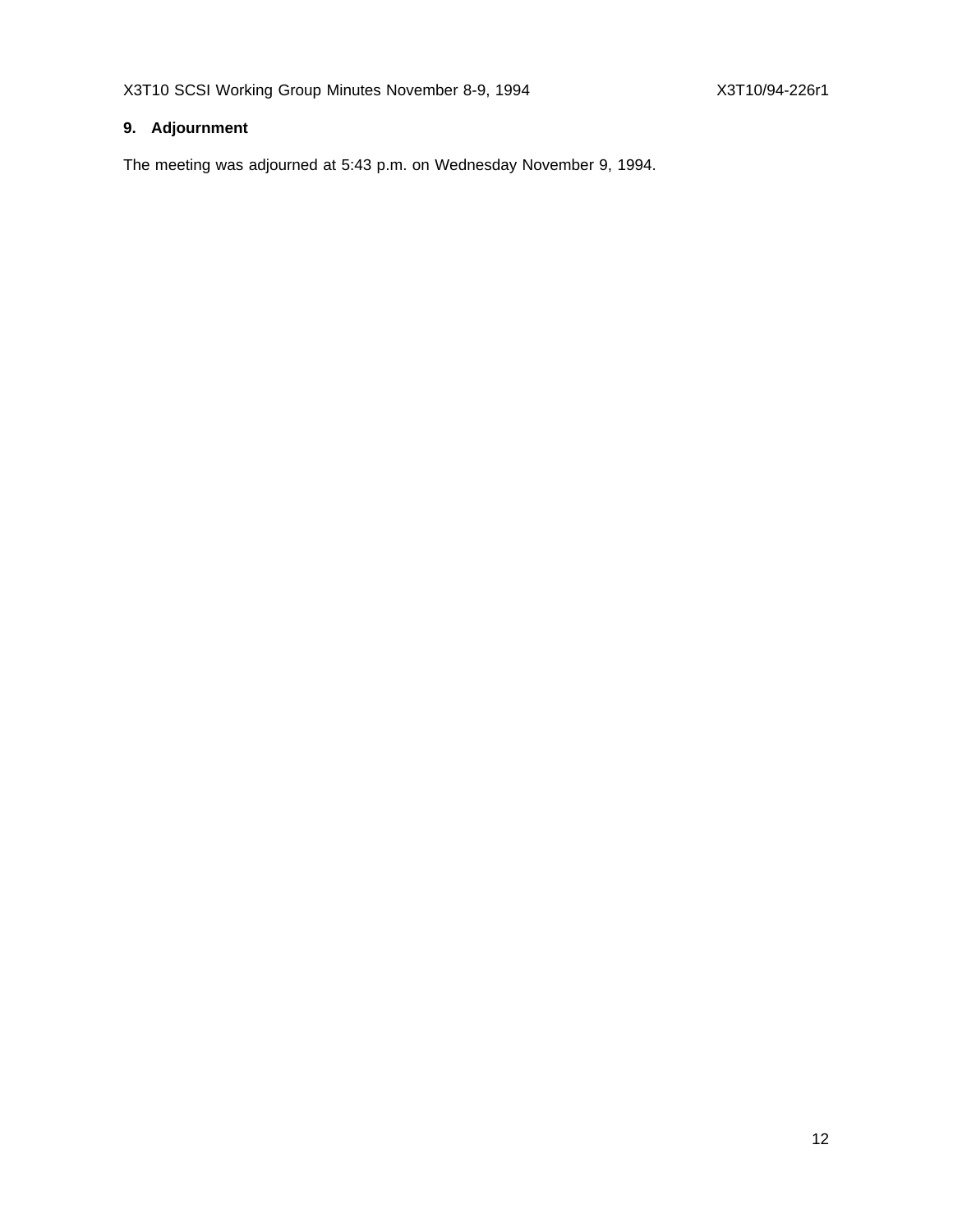## 9. Adjournment

The meeting was adjourned at 5:43 p.m. on Wednesday November 9, 1994.